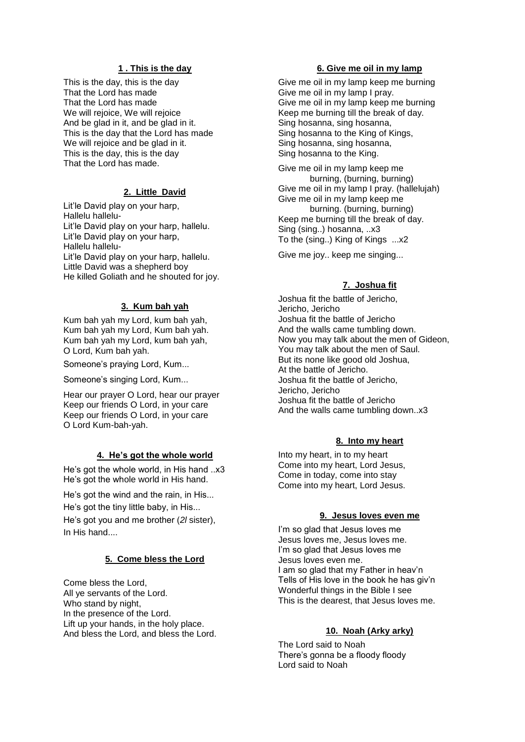## **1 . This is the day**

This is the day, this is the day
That the Lord has made
That the Lord has made
We will rejoice, We will rejoice
And be glad in it, and be glad in it.
This is the day that the Lord has made
We will rejoice and be glad in it.
This is the day, this is the day
That the Lord has made.

## **2. Little David**

Lit'le David play on your harp,
Hallelu hallelu-
Lit'le David play on your harp, hallelu.
Lit'le David play on your harp,
Hallelu hallelu-
Lit'le David play on your harp, hallelu.
Little David was a shepherd boy
He killed Goliath and he shouted for joy.

## **3. Kum bah yah**

Kum bah yah my Lord, kum bah yah,
Kum bah yah my Lord, Kum bah yah.
Kum bah yah my Lord, kum bah yah,
O Lord, Kum bah yah.

Someone's praying Lord, Kum...

Someone's singing Lord, Kum...

Hear our prayer O Lord, hear our prayer
Keep our friends O Lord, in your care
Keep our friends O Lord, in your care
O Lord Kum-bah-yah.

## **4. He's got the whole world**

He's got the whole world, in His hand ..x3
He's got the whole world in His hand.

He's got the wind and the rain, in His...

He's got the tiny little baby, in His...

He's got you and me brother (*2l* sister),
In His hand....

## **5. Come bless the Lord**

Come bless the Lord,
All ye servants of the Lord.
Who stand by night,
In the presence of the Lord.
Lift up your hands, in the holy place.
And bless the Lord, and bless the Lord.

## **6. Give me oil in my lamp**

Give me oil in my lamp keep me burning
Give me oil in my lamp I pray.
Give me oil in my lamp keep me burning
Keep me burning till the break of day.
Sing hosanna, sing hosanna,
Sing hosanna to the King of Kings,
Sing hosanna, sing hosanna,
Sing hosanna to the King.

Give me oil in my lamp keep me
    burning, (burning, burning)
Give me oil in my lamp I pray. (hallelujah)
Give me oil in my lamp keep me
    burning. (burning, burning)
Keep me burning till the break of day.
Sing (sing..) hosanna, ..x3
To the (sing..) King of Kings ...x2

Give me joy.. keep me singing...

## **7. Joshua fit**

Joshua fit the battle of Jericho,
Jericho, Jericho
Joshua fit the battle of Jericho
And the walls came tumbling down.
Now you may talk about the men of Gideon,
You may talk about the men of Saul.
But its none like good old Joshua,
At the battle of Jericho.
Joshua fit the battle of Jericho,
Jericho, Jericho
Joshua fit the battle of Jericho
And the walls came tumbling down..x3

## **8. Into my heart**

Into my heart, in to my heart
Come into my heart, Lord Jesus,
Come in today, come into stay
Come into my heart, Lord Jesus.

## **9. Jesus loves even me**

I'm so glad that Jesus loves me
Jesus loves me, Jesus loves me.
I'm so glad that Jesus loves me
Jesus loves even me.
I am so glad that my Father in heav'n
Tells of His love in the book he has giv'n
Wonderful things in the Bible I see
This is the dearest, that Jesus loves me.

## **10. Noah (Arky arky)**

The Lord said to Noah
There's gonna be a floody floody
Lord said to Noah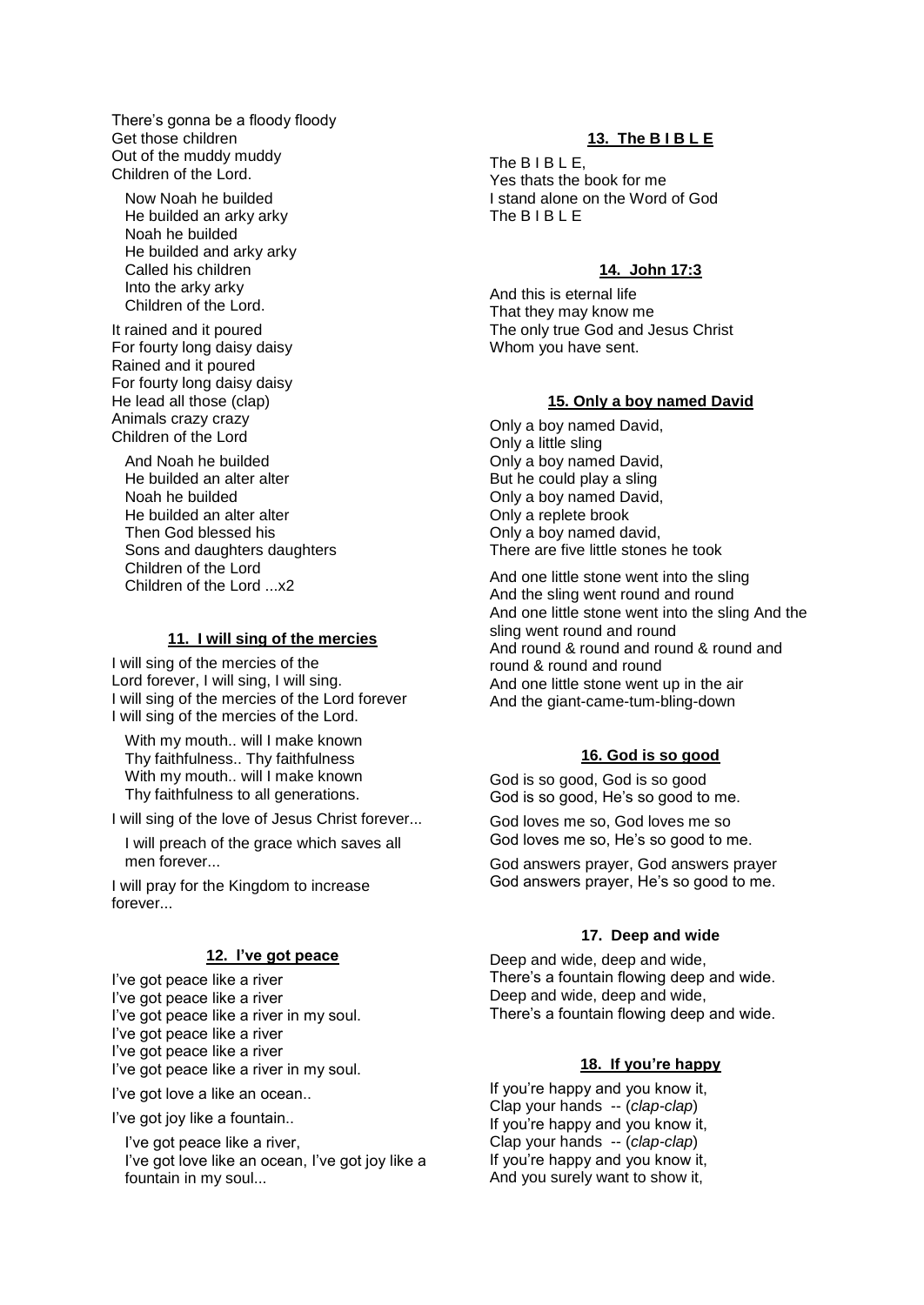There's gonna be a floody floody
Get those children
Out of the muddy muddy
Children of the Lord.

Now Noah he builded
He builded an arky arky
Noah he builded
He builded and arky arky
Called his children
Into the arky arky
Children of the Lord.

It rained and it poured
For fourty long daisy daisy
Rained and it poured
For fourty long daisy daisy
He lead all those (clap)
Animals crazy crazy
Children of the Lord

And Noah he builded
He builded an alter alter
Noah he builded
He builded an alter alter
Then God blessed his
Sons and daughters daughters
Children of the Lord
Children of the Lord ...x2

### 11. I will sing of the mercies

I will sing of the mercies of the
Lord forever, I will sing, I will sing.
I will sing of the mercies of the Lord forever
I will sing of the mercies of the Lord.

With my mouth.. will I make known
Thy faithfulness.. Thy faithfulness
With my mouth.. will I make known
Thy faithfulness to all generations.

I will sing of the love of Jesus Christ forever...

I will preach of the grace which saves all men forever...

I will pray for the Kingdom to increase forever...

### 12. I've got peace

I've got peace like a river
I've got peace like a river
I've got peace like a river in my soul.
I've got peace like a river
I've got peace like a river
I've got peace like a river in my soul.

I've got love a like an ocean..

I've got joy like a fountain..

I've got peace like a river,
I've got love like an ocean, I've got joy like a fountain in my soul...

### 13. The B I B L E

The B I B L E,
Yes thats the book for me
I stand alone on the Word of God
The B I B L E

### 14. John 17:3

And this is eternal life
That they may know me
The only true God and Jesus Christ
Whom you have sent.

### 15. Only a boy named David

Only a boy named David,
Only a little sling
Only a boy named David,
But he could play a sling
Only a boy named David,
Only a replete brook
Only a boy named david,
There are five little stones he took

And one little stone went into the sling
And the sling went round and round
And one little stone went into the sling And the sling went round and round
And round & round and round & round and round & round and round
And one little stone went up in the air
And the giant-came-tum-bling-down

### 16. God is so good

God is so good, God is so good
God is so good, He's so good to me.

God loves me so, God loves me so
God loves me so, He's so good to me.

God answers prayer, God answers prayer
God answers prayer, He's so good to me.

### 17. Deep and wide

Deep and wide, deep and wide,
There's a fountain flowing deep and wide.
Deep and wide, deep and wide,
There's a fountain flowing deep and wide.

### 18. If you're happy

If you're happy and you know it,
Clap your hands -- (*clap-clap*)
If you're happy and you know it,
Clap your hands -- (*clap-clap*)
If you're happy and you know it,
And you surely want to show it,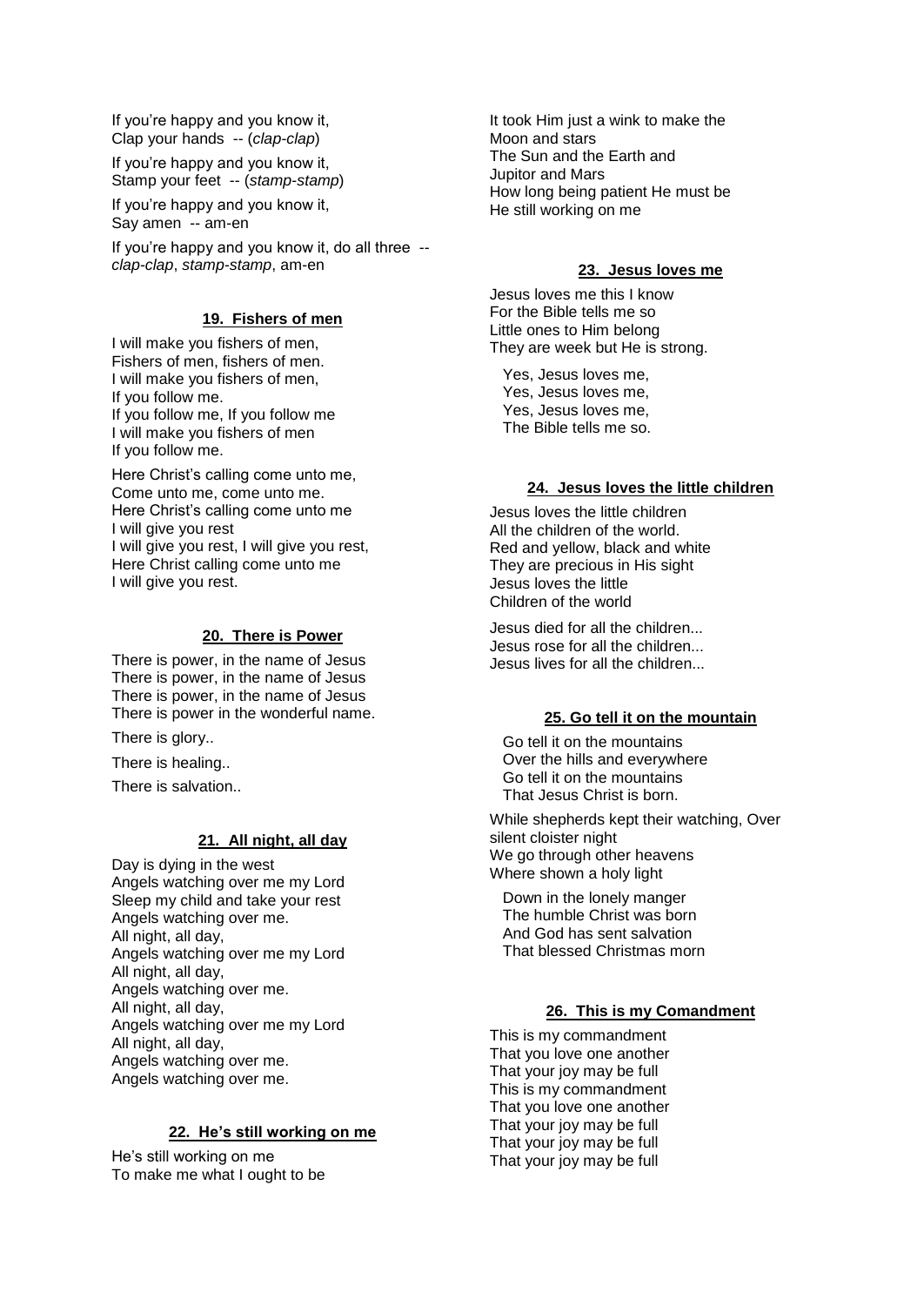If you're happy and you know it,
Clap your hands -- (*clap-clap*)

If you're happy and you know it,
Stamp your feet -- (*stamp-stamp*)

If you're happy and you know it,
Say amen -- am-en

If you're happy and you know it, do all three -- *clap-clap*, *stamp-stamp*, am-en

### 19. Fishers of men

I will make you fishers of men,
Fishers of men, fishers of men.
I will make you fishers of men,
If you follow me.
If you follow me, If you follow me
I will make you fishers of men
If you follow me.

Here Christ's calling come unto me,
Come unto me, come unto me.
Here Christ's calling come unto me
I will give you rest
I will give you rest, I will give you rest,
Here Christ calling come unto me
I will give you rest.

### 20. There is Power

There is power, in the name of Jesus
There is power, in the name of Jesus
There is power, in the name of Jesus
There is power in the wonderful name.

There is glory..

There is healing..

There is salvation..

### 21. All night, all day

Day is dying in the west
Angels watching over me my Lord
Sleep my child and take your rest
Angels watching over me.
All night, all day,
Angels watching over me my Lord
All night, all day,
Angels watching over me.
All night, all day,
Angels watching over me my Lord
All night, all day,
Angels watching over me.
Angels watching over me.

### 22. He's still working on me

He's still working on me
To make me what I ought to be

It took Him just a wink to make the
Moon and stars
The Sun and the Earth and
Jupitor and Mars
How long being patient He must be
He still working on me

### 23. Jesus loves me

Jesus loves me this I know
For the Bible tells me so
Little ones to Him belong
They are week but He is strong.

Yes, Jesus loves me,
Yes, Jesus loves me,
Yes, Jesus loves me,
The Bible tells me so.

### 24. Jesus loves the little children

Jesus loves the little children
All the children of the world.
Red and yellow, black and white
They are precious in His sight
Jesus loves the little
Children of the world

Jesus died for all the children...
Jesus rose for all the children...
Jesus lives for all the children...

### 25. Go tell it on the mountain

Go tell it on the mountains
Over the hills and everywhere
Go tell it on the mountains
That Jesus Christ is born.

While shepherds kept their watching, Over silent cloister night
We go through other heavens
Where shown a holy light

Down in the lonely manger
The humble Christ was born
And God has sent salvation
That blessed Christmas morn

### 26. This is my Comandment

This is my commandment
That you love one another
That your joy may be full
This is my commandment
That you love one another
That your joy may be full
That your joy may be full
That your joy may be full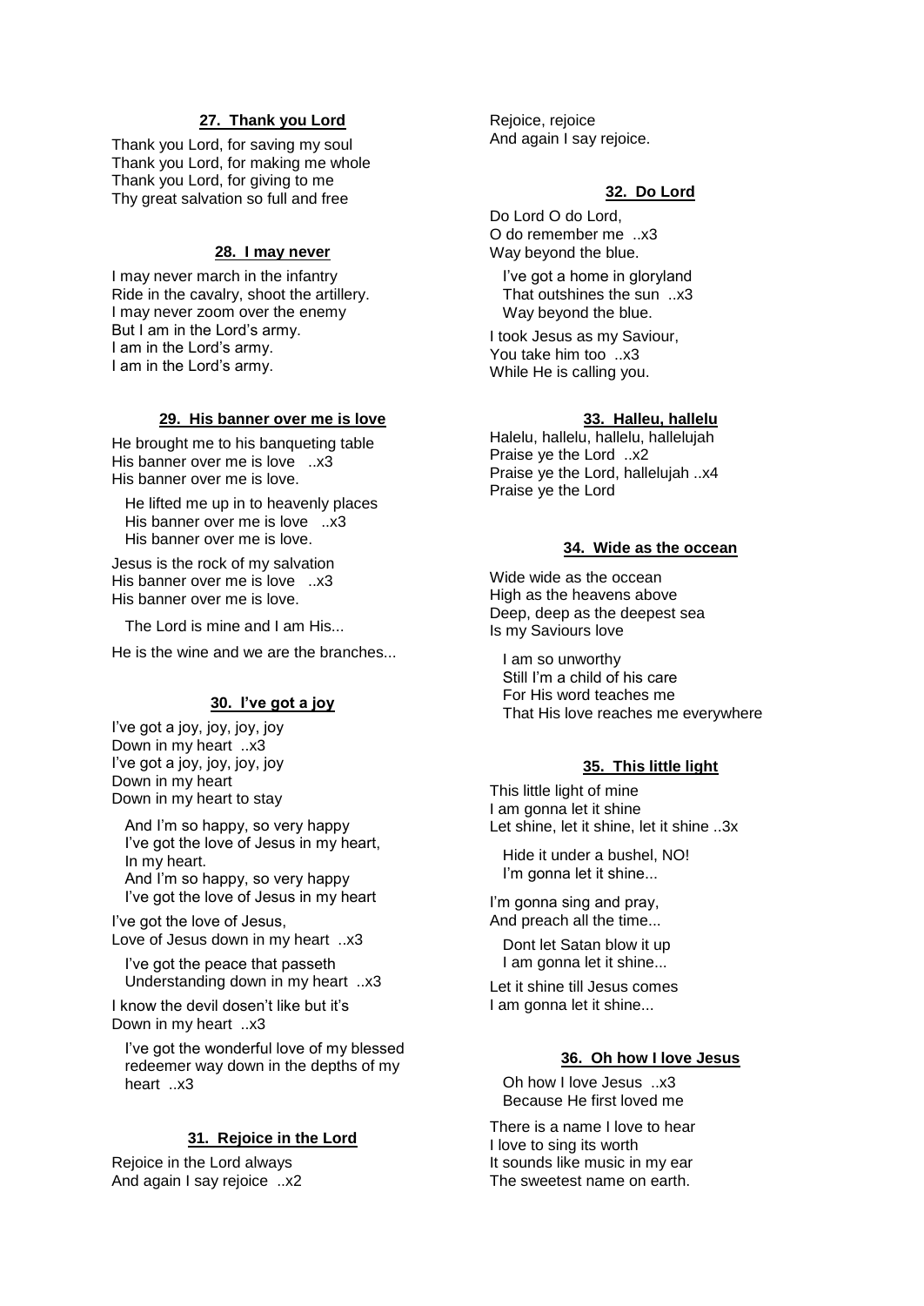### 27. Thank you Lord

Thank you Lord, for saving my soul
Thank you Lord, for making me whole
Thank you Lord, for giving to me
Thy great salvation so full and free

### 28. I may never

I may never march in the infantry
Ride in the cavalry, shoot the artillery.
I may never zoom over the enemy
But I am in the Lord's army.
I am in the Lord's army.
I am in the Lord's army.

### 29. His banner over me is love

He brought me to his banqueting table
His banner over me is love ..x3
His banner over me is love.

He lifted me up in to heavenly places
His banner over me is love ..x3
His banner over me is love.

Jesus is the rock of my salvation
His banner over me is love ..x3
His banner over me is love.

The Lord is mine and I am His...

He is the wine and we are the branches...

### 30. I've got a joy

I've got a joy, joy, joy, joy
Down in my heart ..x3
I've got a joy, joy, joy, joy
Down in my heart
Down in my heart to stay

And I'm so happy, so very happy
I've got the love of Jesus in my heart,
In my heart.
And I'm so happy, so very happy
I've got the love of Jesus in my heart

I've got the love of Jesus,
Love of Jesus down in my heart ..x3

I've got the peace that passeth
Understanding down in my heart ..x3

I know the devil dosen't like but it's
Down in my heart ..x3

I've got the wonderful love of my blessed redeemer way down in the depths of my heart ..x3

### 31. Rejoice in the Lord

Rejoice in the Lord always
And again I say rejoice ..x2

Rejoice, rejoice
And again I say rejoice.

### 32. Do Lord

Do Lord O do Lord,
O do remember me ..x3
Way beyond the blue.

I've got a home in gloryland
That outshines the sun ..x3
Way beyond the blue.

I took Jesus as my Saviour,
You take him too ..x3
While He is calling you.

### 33. Halleu, hallelu

Halelu, hallelu, hallelu, hallelujah
Praise ye the Lord ..x2
Praise ye the Lord, hallelujah ..x4
Praise ye the Lord

### 34. Wide as the occean

Wide wide as the occean
High as the heavens above
Deep, deep as the deepest sea
Is my Saviours love

I am so unworthy
Still I'm a child of his care
For His word teaches me
That His love reaches me everywhere

### 35. This little light

This little light of mine
I am gonna let it shine
Let shine, let it shine, let it shine ..3x

Hide it under a bushel, NO!
I'm gonna let it shine...

I'm gonna sing and pray,
And preach all the time...

Dont let Satan blow it up
I am gonna let it shine...

Let it shine till Jesus comes
I am gonna let it shine...

### 36. Oh how I love Jesus

Oh how I love Jesus ..x3
Because He first loved me

There is a name I love to hear
I love to sing its worth
It sounds like music in my ear
The sweetest name on earth.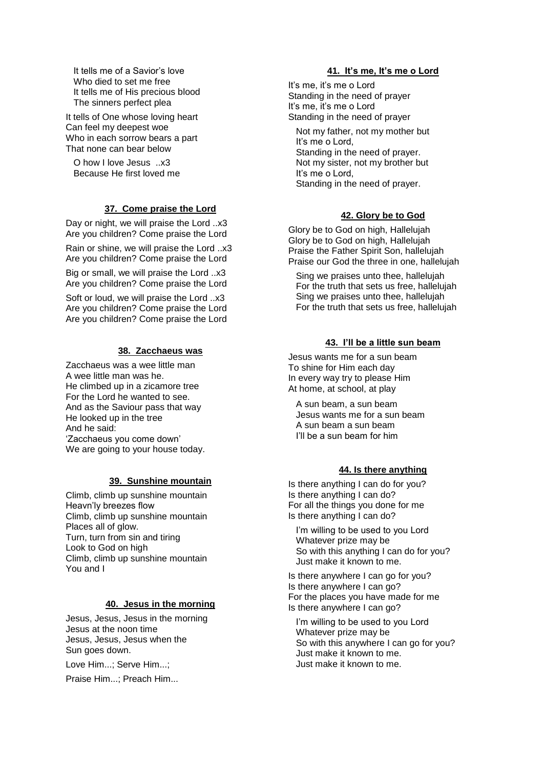It tells me of a Savior's love
Who died to set me free
It tells me of His precious blood
The sinners perfect plea

It tells of One whose loving heart
Can feel my deepest woe
Who in each sorrow bears a part
That none can bear below

O how I love Jesus ..x3
Because He first loved me

### 37. Come praise the Lord

Day or night, we will praise the Lord ..x3
Are you children? Come praise the Lord

Rain or shine, we will praise the Lord ..x3
Are you children? Come praise the Lord

Big or small, we will praise the Lord ..x3
Are you children? Come praise the Lord

Soft or loud, we will praise the Lord ..x3
Are you children? Come praise the Lord
Are you children? Come praise the Lord

### 38. Zacchaeus was

Zacchaeus was a wee little man
A wee little man was he.
He climbed up in a zicamore tree
For the Lord he wanted to see.
And as the Saviour pass that way
He looked up in the tree
And he said:
'Zacchaeus you come down'
We are going to your house today.

### 39. Sunshine mountain

Climb, climb up sunshine mountain
Heavn'ly breezes flow
Climb, climb up sunshine mountain
Places all of glow.
Turn, turn from sin and tiring
Look to God on high
Climb, climb up sunshine mountain
You and I

### 40. Jesus in the morning

Jesus, Jesus, Jesus in the morning
Jesus at the noon time
Jesus, Jesus, Jesus when the
Sun goes down.

Love Him...; Serve Him...;

Praise Him...; Preach Him...

### 41. It's me, It's me o Lord

It's me, it's me o Lord
Standing in the need of prayer
It's me, it's me o Lord
Standing in the need of prayer

Not my father, not my mother but
It's me o Lord,
Standing in the need of prayer.
Not my sister, not my brother but
It's me o Lord,
Standing in the need of prayer.

### 42. Glory be to God

Glory be to God on high, Hallelujah
Glory be to God on high, Hallelujah
Praise the Father Spirit Son, hallelujah
Praise our God the three in one, hallelujah

Sing we praises unto thee, hallelujah
For the truth that sets us free, hallelujah
Sing we praises unto thee, hallelujah
For the truth that sets us free, hallelujah

### 43. I'll be a little sun beam

Jesus wants me for a sun beam
To shine for Him each day
In every way try to please Him
At home, at school, at play

A sun beam, a sun beam
Jesus wants me for a sun beam
A sun beam a sun beam
I'll be a sun beam for him

### 44. Is there anything

Is there anything I can do for you?
Is there anything I can do?
For all the things you done for me
Is there anything I can do?

I'm willing to be used to you Lord
Whatever prize may be
So with this anything I can do for you?
Just make it known to me.

Is there anywhere I can go for you?
Is there anywhere I can go?
For the places you have made for me
Is there anywhere I can go?

I'm willing to be used to you Lord
Whatever prize may be
So with this anywhere I can go for you?
Just make it known to me.
Just make it known to me.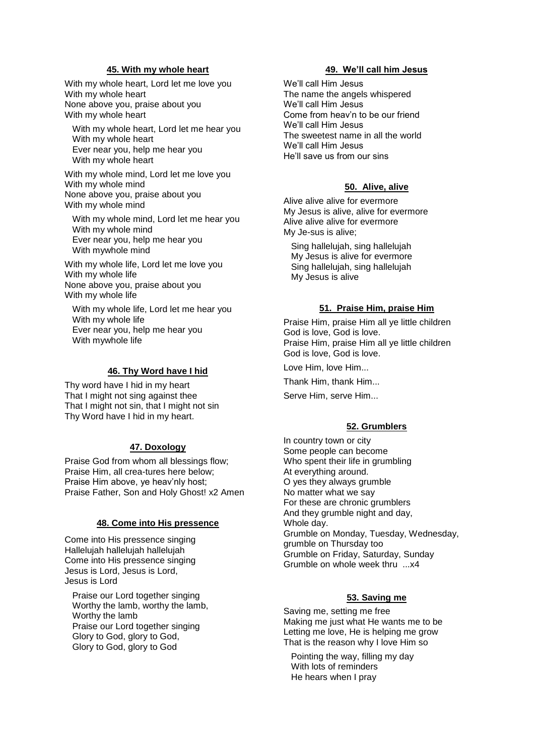### 45. With my whole heart

With my whole heart, Lord let me love you
With my whole heart
None above you, praise about you
With my whole heart

With my whole heart, Lord let me hear you
With my whole heart
Ever near you, help me hear you
With my whole heart

With my whole mind, Lord let me love you
With my whole mind
None above you, praise about you
With my whole mind

With my whole mind, Lord let me hear you
With my whole mind
Ever near you, help me hear you
With mywhole mind

With my whole life, Lord let me love you
With my whole life
None above you, praise about you
With my whole life

With my whole life, Lord let me hear you
With my whole life
Ever near you, help me hear you
With mywhole life

### 46. Thy Word have I hid

Thy word have I hid in my heart
That I might not sing against thee
That I might not sin, that I might not sin
Thy Word have I hid in my heart.

### 47. Doxology

Praise God from whom all blessings flow;
Praise Him, all crea-tures here below;
Praise Him above, ye heav'nly host;
Praise Father, Son and Holy Ghost! x2 Amen

### 48. Come into His pressence

Come into His pressence singing
Hallelujah hallelujah hallelujah
Come into His pressence singing
Jesus is Lord, Jesus is Lord,
Jesus is Lord

Praise our Lord together singing
Worthy the lamb, worthy the lamb,
Worthy the lamb
Praise our Lord together singing
Glory to God, glory to God,
Glory to God, glory to God

### 49. We'll call him Jesus

We'll call Him Jesus
The name the angels whispered
We'll call Him Jesus
Come from heav'n to be our friend
We'll call Him Jesus
The sweetest name in all the world
We'll call Him Jesus
He'll save us from our sins

### 50. Alive, alive

Alive alive alive for evermore
My Jesus is alive, alive for evermore
Alive alive alive for evermore
My Je-sus is alive;

Sing hallelujah, sing hallelujah
My Jesus is alive for evermore
Sing hallelujah, sing hallelujah
My Jesus is alive

### 51. Praise Him, praise Him

Praise Him, praise Him all ye little children
God is love, God is love.
Praise Him, praise Him all ye little children
God is love, God is love.

Love Him, love Him...

Thank Him, thank Him...

Serve Him, serve Him...

### 52. Grumblers

In country town or city
Some people can become
Who spent their life in grumbling
At everything around.
O yes they always grumble
No matter what we say
For these are chronic grumblers
And they grumble night and day,
Whole day.
Grumble on Monday, Tuesday, Wednesday,
grumble on Thursday too
Grumble on Friday, Saturday, Sunday
Grumble on whole week thru ...x4

### 53. Saving me

Saving me, setting me free
Making me just what He wants me to be
Letting me love, He is helping me grow
That is the reason why I love Him so

Pointing the way, filling my day
With lots of reminders
He hears when I pray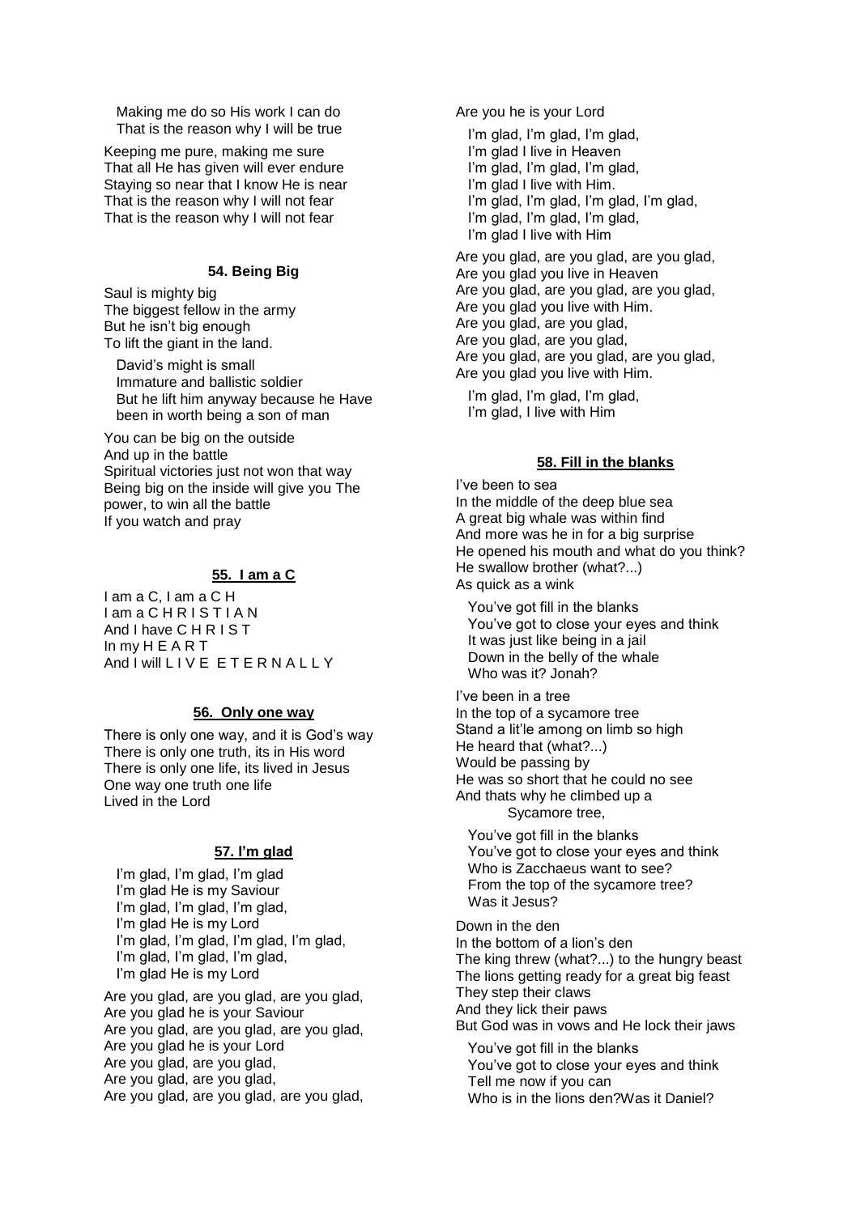Making me do so His work I can do
That is the reason why I will be true

Keeping me pure, making me sure
That all He has given will ever endure
Staying so near that I know He is near
That is the reason why I will not fear
That is the reason why I will not fear

#### 54. Being Big

Saul is mighty big
The biggest fellow in the army
But he isn't big enough
To lift the giant in the land.

David's might is small
Immature and ballistic soldier
But he lift him anyway because he Have been in worth being a son of man

You can be big on the outside
And up in the battle
Spiritual victories just not won that way
Being big on the inside will give you The power, to win all the battle
If you watch and pray

#### 55. I am a C

I am a C, I am a C H
I am a C H R I S T I A N
And I have C H R I S T
In my H E A R T
And I will L I V E  E T E R N A L L Y

#### 56. Only one way

There is only one way, and it is God's way
There is only one truth, its in His word
There is only one life, its lived in Jesus
One way one truth one life
Lived in the Lord

#### 57. I'm glad

I'm glad, I'm glad, I'm glad
I'm glad He is my Saviour
I'm glad, I'm glad, I'm glad,
I'm glad He is my Lord
I'm glad, I'm glad, I'm glad, I'm glad,
I'm glad, I'm glad, I'm glad,
I'm glad He is my Lord

Are you glad, are you glad, are you glad,
Are you glad he is your Saviour
Are you glad, are you glad, are you glad,
Are you glad he is your Lord
Are you glad, are you glad,
Are you glad, are you glad,
Are you glad, are you glad, are you glad,
Are you he is your Lord

I'm glad, I'm glad, I'm glad,
I'm glad I live in Heaven
I'm glad, I'm glad, I'm glad,
I'm glad I live with Him.
I'm glad, I'm glad, I'm glad, I'm glad,
I'm glad, I'm glad, I'm glad,
I'm glad I live with Him

Are you glad, are you glad, are you glad,
Are you glad you live in Heaven
Are you glad, are you glad, are you glad,
Are you glad you live with Him.
Are you glad, are you glad,
Are you glad, are you glad,
Are you glad, are you glad, are you glad,
Are you glad you live with Him.

I'm glad, I'm glad, I'm glad,
I'm glad, I live with Him

#### 58. Fill in the blanks

I've been to sea
In the middle of the deep blue sea
A great big whale was within find
And more was he in for a big surprise
He opened his mouth and what do you think?
He swallow brother (what?...)
As quick as a wink

You've got fill in the blanks
You've got to close your eyes and think
It was just like being in a jail
Down in the belly of the whale
Who was it? Jonah?

I've been in a tree
In the top of a sycamore tree
Stand a lit'le among on limb so high
He heard that (what?...)
Would be passing by
He was so short that he could no see
And thats why he climbed up a
Sycamore tree,

You've got fill in the blanks
You've got to close your eyes and think
Who is Zacchaeus want to see?
From the top of the sycamore tree?
Was it Jesus?

Down in the den
In the bottom of a lion's den
The king threw (what?...) to the hungry beast
The lions getting ready for a great big feast
They step their claws
And they lick their paws
But God was in vows and He lock their jaws

You've got fill in the blanks
You've got to close your eyes and think
Tell me now if you can
Who is in the lions den?Was it Daniel?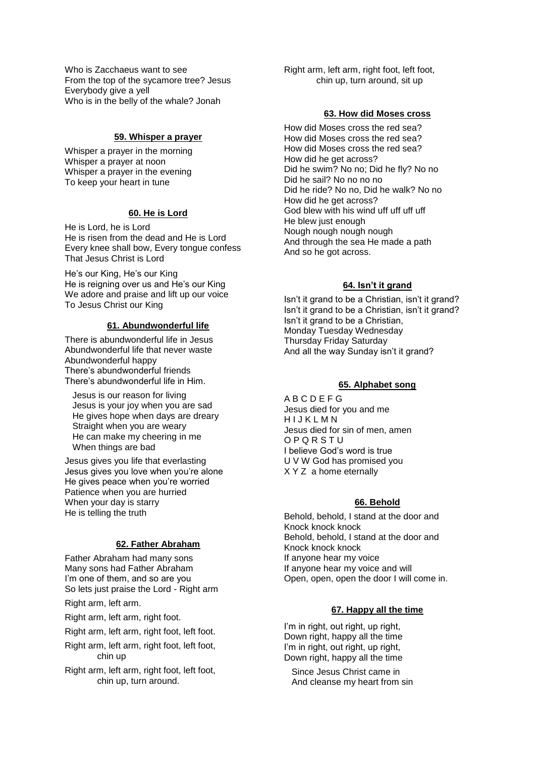Who is Zacchaeus want to see
From the top of the sycamore tree? Jesus
Everybody give a yell
Who is in the belly of the whale? Jonah

### 59. Whisper a prayer

Whisper a prayer in the morning
Whisper a prayer at noon
Whisper a prayer in the evening
To keep your heart in tune

### 60. He is Lord

He is Lord, he is Lord
He is risen from the dead and He is Lord
Every knee shall bow, Every tongue confess
That Jesus Christ is Lord

He's our King, He's our King
He is reigning over us and He's our King
We adore and praise and lift up our voice
To Jesus Christ our King

### 61. Abundwonderful life

There is abundwonderful life in Jesus
Abundwonderful life that never waste
Abundwonderful happy
There's abundwonderful friends
There's abundwonderful life in Him.

Jesus is our reason for living
Jesus is your joy when you are sad
He gives hope when days are dreary
Straight when you are weary
He can make my cheering in me
When things are bad

Jesus gives you life that everlasting
Jesus gives you love when you're alone
He gives peace when you're worried
Patience when you are hurried
When your day is starry
He is telling the truth

### 62. Father Abraham

Father Abraham had many sons
Many sons had Father Abraham
I'm one of them, and so are you
So lets just praise the Lord - Right arm

Right arm, left arm.

Right arm, left arm, right foot.

Right arm, left arm, right foot, left foot.

Right arm, left arm, right foot, left foot,
chin up

Right arm, left arm, right foot, left foot,
chin up, turn around.

Right arm, left arm, right foot, left foot,
chin up, turn around, sit up

### 63. How did Moses cross

How did Moses cross the red sea?
How did Moses cross the red sea?
How did Moses cross the red sea?
How did he get across?
Did he swim? No no; Did he fly? No no
Did he sail? No no no no
Did he ride? No no, Did he walk? No no
How did he get across?
God blew with his wind uff uff uff uff
He blew just enough
Nough nough nough nough
And through the sea He made a path
And so he got across.

### 64. Isn't it grand

Isn't it grand to be a Christian, isn't it grand?
Isn't it grand to be a Christian, isn't it grand?
Isn't it grand to be a Christian,
Monday Tuesday Wednesday
Thursday Friday Saturday
And all the way Sunday isn't it grand?

### 65. Alphabet song

A B C D E F G
Jesus died for you and me
H I J K L M N
Jesus died for sin of men, amen
O P Q R S T U
I believe God's word is true
U V W God has promised you
X Y Z a home eternally

### 66. Behold

Behold, behold, I stand at the door and
Knock knock knock
Behold, behold, I stand at the door and
Knock knock knock
If anyone hear my voice
If anyone hear my voice and will
Open, open, open the door I will come in.

### 67. Happy all the time

I'm in right, out right, up right,
Down right, happy all the time
I'm in right, out right, up right,
Down right, happy all the time

Since Jesus Christ came in
And cleanse my heart from sin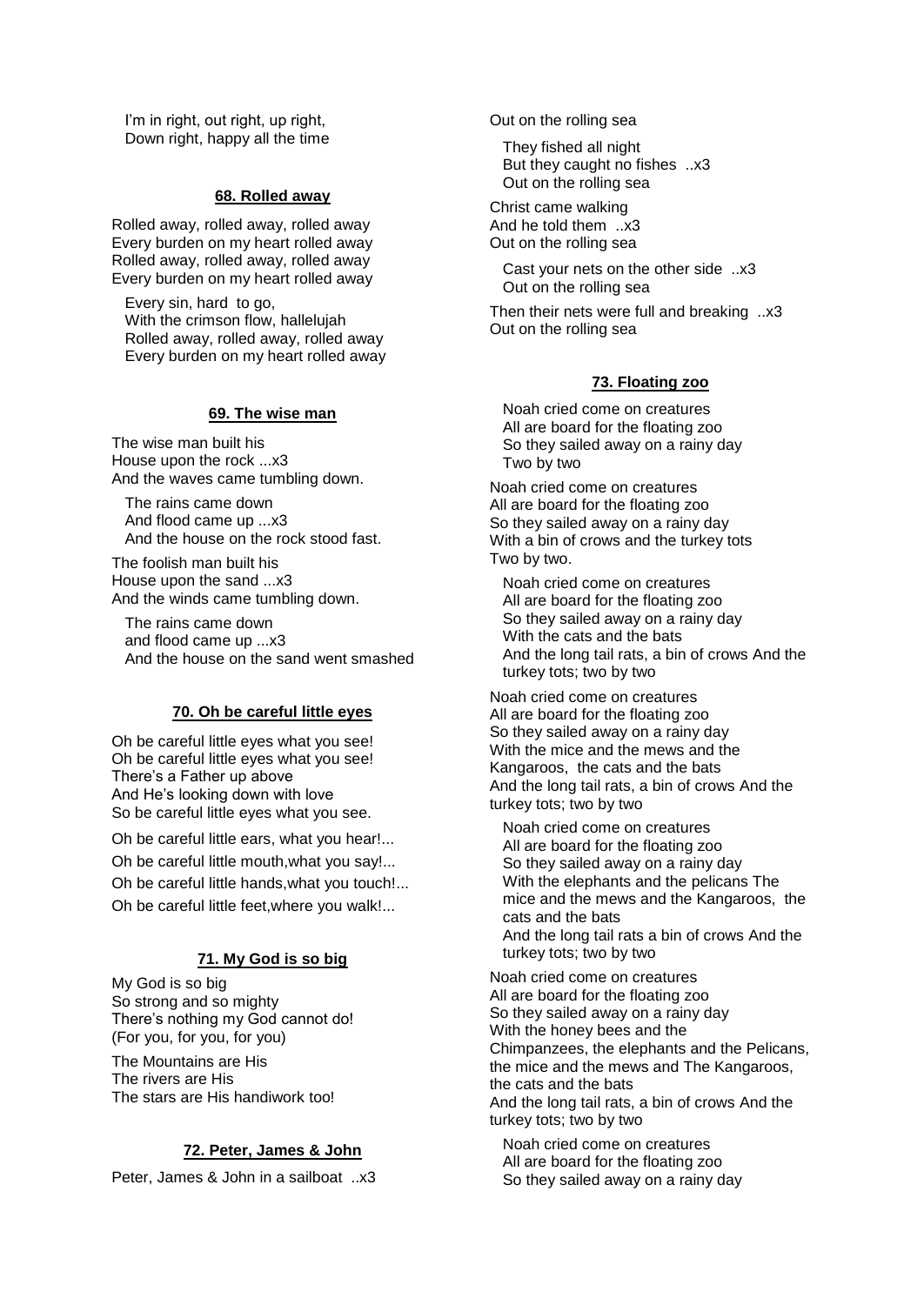I'm in right, out right, up right,
Down right, happy all the time

**68. Rolled away**

Rolled away, rolled away, rolled away
Every burden on my heart rolled away
Rolled away, rolled away, rolled away
Every burden on my heart rolled away

Every sin, hard to go,
With the crimson flow, hallelujah
Rolled away, rolled away, rolled away
Every burden on my heart rolled away

**69. The wise man**

The wise man built his
House upon the rock ...x3
And the waves came tumbling down.

The rains came down
And flood came up ...x3
And the house on the rock stood fast.

The foolish man built his
House upon the sand ...x3
And the winds came tumbling down.

The rains came down
and flood came up ...x3
And the house on the sand went smashed

**70. Oh be careful little eyes**

Oh be careful little eyes what you see!
Oh be careful little eyes what you see!
There's a Father up above
And He's looking down with love
So be careful little eyes what you see.

Oh be careful little ears, what you hear!...

Oh be careful little mouth,what you say!...

Oh be careful little hands,what you touch!...

Oh be careful little feet,where you walk!...

**71. My God is so big**

My God is so big
So strong and so mighty
There's nothing my God cannot do!
(For you, for you, for you)

The Mountains are His
The rivers are His
The stars are His handiwork too!

**72. Peter, James & John**

Peter, James & John in a sailboat ..x3
Out on the rolling sea

They fished all night
But they caught no fishes ..x3
Out on the rolling sea

Christ came walking
And he told them ..x3
Out on the rolling sea

Cast your nets on the other side ..x3
Out on the rolling sea

Then their nets were full and breaking ..x3
Out on the rolling sea

**73. Floating zoo**

Noah cried come on creatures
All are board for the floating zoo
So they sailed away on a rainy day
Two by two

Noah cried come on creatures
All are board for the floating zoo
So they sailed away on a rainy day
With a bin of crows and the turkey tots
Two by two.

Noah cried come on creatures
All are board for the floating zoo
So they sailed away on a rainy day
With the cats and the bats
And the long tail rats, a bin of crows And the turkey tots; two by two

Noah cried come on creatures
All are board for the floating zoo
So they sailed away on a rainy day
With the mice and the mews and the
Kangaroos, the cats and the bats
And the long tail rats, a bin of crows And the turkey tots; two by two

Noah cried come on creatures
All are board for the floating zoo
So they sailed away on a rainy day
With the elephants and the pelicans The mice and the mews and the Kangaroos, the cats and the bats
And the long tail rats a bin of crows And the turkey tots; two by two

Noah cried come on creatures
All are board for the floating zoo
So they sailed away on a rainy day
With the honey bees and the
Chimpanzees, the elephants and the Pelicans, the mice and the mews and The Kangaroos, the cats and the bats
And the long tail rats, a bin of crows And the turkey tots; two by two

Noah cried come on creatures
All are board for the floating zoo
So they sailed away on a rainy day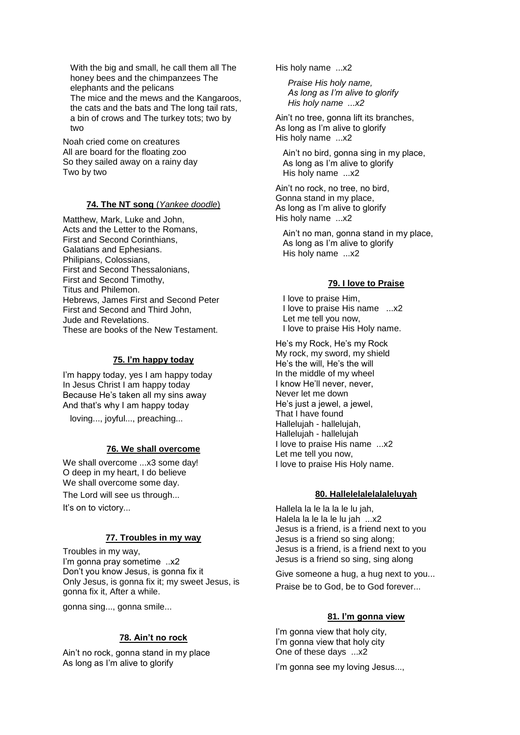With the big and small, he call them all The honey bees and the chimpanzees The elephants and the pelicans
The mice and the mews and the Kangaroos, the cats and the bats and The long tail rats, a bin of crows and The turkey tots; two by two

Noah cried come on creatures
All are board for the floating zoo
So they sailed away on a rainy day
Two by two

### 74. The NT song (*Yankee doodle*)

Matthew, Mark, Luke and John,
Acts and the Letter to the Romans,
First and Second Corinthians,
Galatians and Ephesians.
Philipians, Colossians,
First and Second Thessalonians,
First and Second Timothy,
Titus and Philemon.
Hebrews, James First and Second Peter
First and Second and Third John,
Jude and Revelations.
These are books of the New Testament.

### 75. I'm happy today

I'm happy today, yes I am happy today
In Jesus Christ I am happy today
Because He's taken all my sins away
And that's why I am happy today

loving..., joyful..., preaching...

### 76. We shall overcome

We shall overcome ...x3 some day!
O deep in my heart, I do believe
We shall overcome some day.

The Lord will see us through...

It's on to victory...

### 77. Troubles in my way

Troubles in my way,
I'm gonna pray sometime ..x2
Don't you know Jesus, is gonna fix it
Only Jesus, is gonna fix it; my sweet Jesus, is gonna fix it, After a while.

gonna sing..., gonna smile...

### 78. Ain't no rock

Ain't no rock, gonna stand in my place
As long as I'm alive to glorify
His holy name ...x2

*Praise His holy name,*
*As long as I'm alive to glorify*
*His holy name ...x2*

Ain't no tree, gonna lift its branches,
As long as I'm alive to glorify
His holy name ...x2

Ain't no bird, gonna sing in my place,
As long as I'm alive to glorify
His holy name ...x2

Ain't no rock, no tree, no bird,
Gonna stand in my place,
As long as I'm alive to glorify
His holy name ...x2

Ain't no man, gonna stand in my place,
As long as I'm alive to glorify
His holy name ...x2

### 79. I love to Praise

I love to praise Him,
I love to praise His name ...x2
Let me tell you now,
I love to praise His Holy name.

He's my Rock, He's my Rock
My rock, my sword, my shield
He's the will, He's the will
In the middle of my wheel
I know He'll never, never,
Never let me down
He's just a jewel, a jewel,
That I have found
Hallelujah - hallelujah,
Hallelujah - hallelujah
I love to praise His name ...x2
Let me tell you now,
I love to praise His Holy name.

### 80. Hallelelalelalaleluyah

Hallela la le la la le lu jah,
Halela la le la le lu jah ...x2
Jesus is a friend, is a friend next to you
Jesus is a friend so sing along;
Jesus is a friend, is a friend next to you
Jesus is a friend so sing, sing along

Give someone a hug, a hug next to you...

Praise be to God, be to God forever...

### 81. I'm gonna view

I'm gonna view that holy city,
I'm gonna view that holy city
One of these days ...x2

I'm gonna see my loving Jesus...,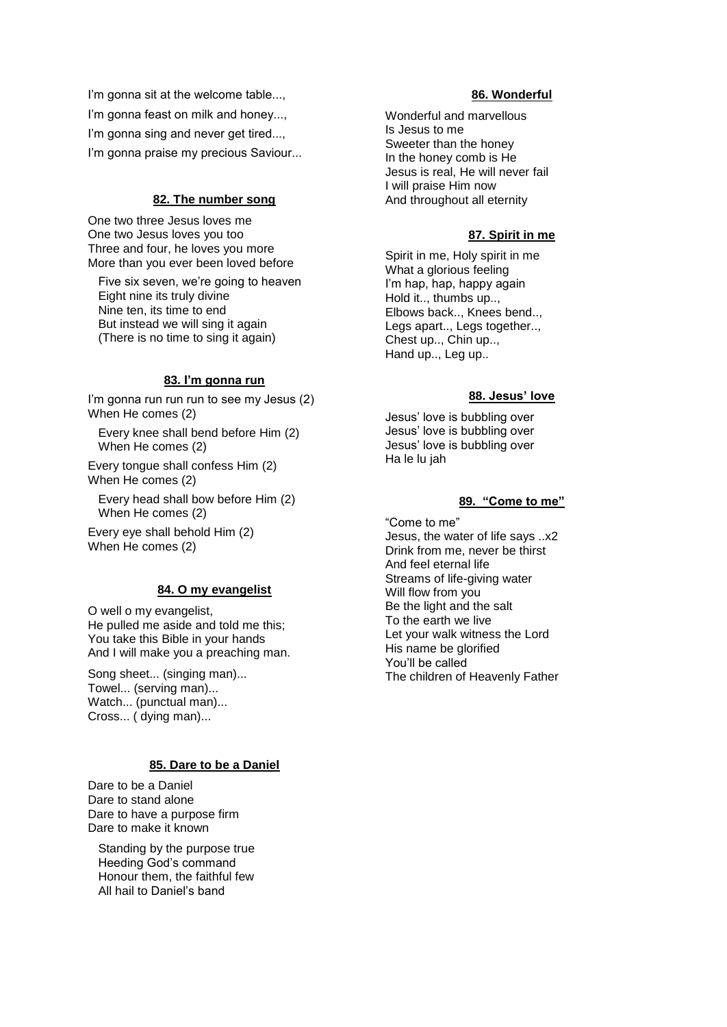I'm gonna sit at the welcome table...,

I'm gonna feast on milk and honey...,

I'm gonna sing and never get tired...,

I'm gonna praise my precious Saviour...

### 82. The number song

One two three Jesus loves me
One two Jesus loves you too
Three and four, he loves you more
More than you ever been loved before

Five six seven, we're going to heaven
Eight nine its truly divine
Nine ten, its time to end
But instead we will sing it again
(There is no time to sing it again)

### 83. I'm gonna run

I'm gonna run run run to see my Jesus (2)
When He comes (2)

Every knee shall bend before Him (2)
When He comes (2)

Every tongue shall confess Him (2)
When He comes (2)

Every head shall bow before Him (2)
When He comes (2)

Every eye shall behold Him (2)
When He comes (2)

### 84. O my evangelist

O well o my evangelist,
He pulled me aside and told me this;
You take this Bible in your hands
And I will make you a preaching man.

Song sheet... (singing man)...
Towel... (serving man)...
Watch... (punctual man)...
Cross... ( dying man)...

### 85. Dare to be a Daniel

Dare to be a Daniel
Dare to stand alone
Dare to have a purpose firm
Dare to make it known

Standing by the purpose true
Heeding God's command
Honour them, the faithful few
All hail to Daniel's band

### 86. Wonderful

Wonderful and marvellous
Is Jesus to me
Sweeter than the honey
In the honey comb is He
Jesus is real, He will never fail
I will praise Him now
And throughout all eternity

### 87. Spirit in me

Spirit in me, Holy spirit in me
What a glorious feeling
I'm hap, hap, happy again
Hold it.., thumbs up..,
Elbows back.., Knees bend..,
Legs apart.., Legs together..,
Chest up.., Chin up..,
Hand up.., Leg up..

### 88. Jesus' love

Jesus' love is bubbling over
Jesus' love is bubbling over
Jesus' love is bubbling over
Ha le lu jah

### 89. "Come to me"

"Come to me"
Jesus, the water of life says ..x2
Drink from me, never be thirst
And feel eternal life
Streams of life-giving water
Will flow from you
Be the light and the salt
To the earth we live
Let your walk witness the Lord
His name be glorified
You'll be called
The children of Heavenly Father